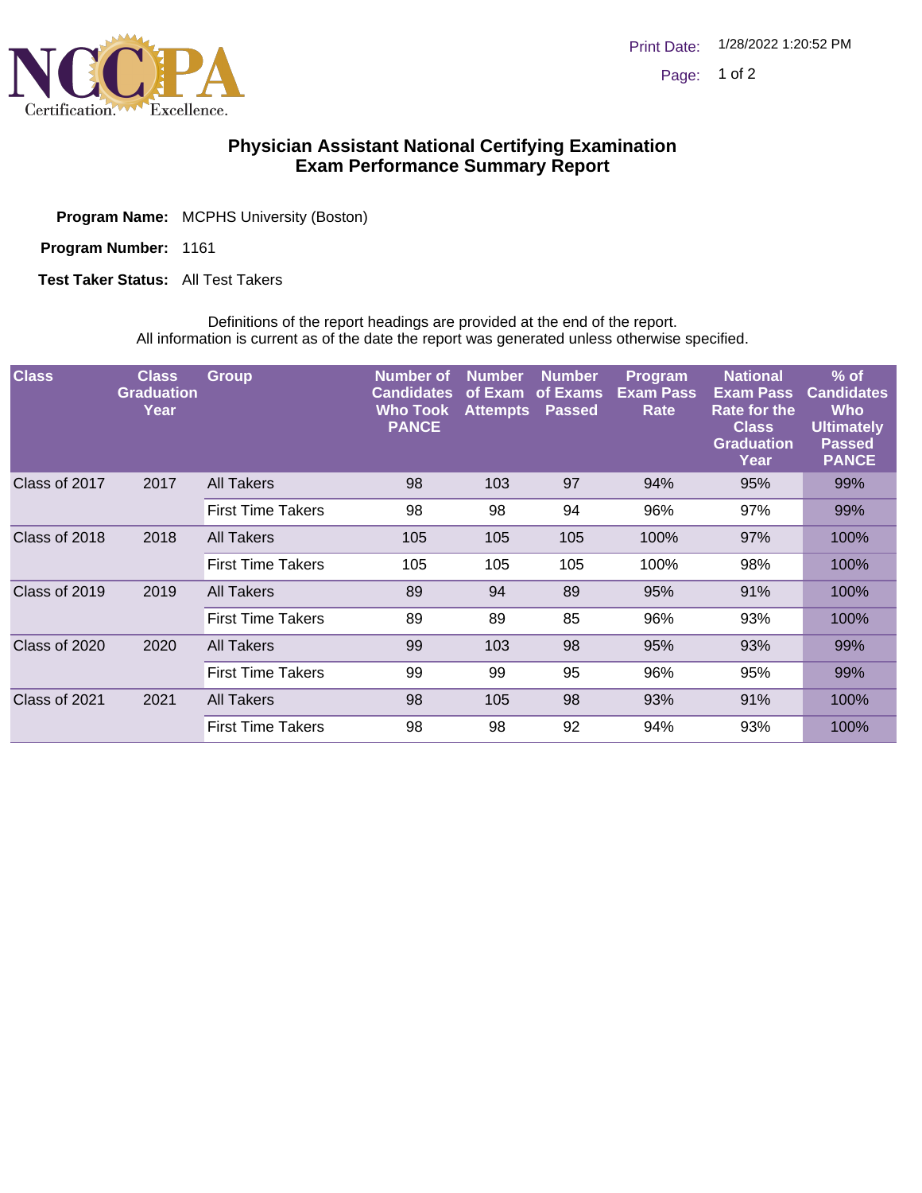# Physician Assistant National Certifying Examination
## Exam Performance Summary Report

**Program Name:** MCPHS University (Boston)

**Program Number:** 1161

**Test Taker Status:** All Test Takers

Definitions of the report headings are provided at the end of the report.
All information is current as of the date the report was generated unless otherwise specified.

| Class | Class Graduation Year | Group | Number of Candidates Who Took PANCE | Number of Exam Attempts | Number of Exams Passed | Program Exam Pass Rate | National Exam Pass Rate for the Class Graduation Year | % of Candidates Who Ultimately Passed PANCE |
|---|---|---|---|---|---|---|---|---|
| Class of 2017 | 2017 | All Takers | 98 | 103 | 97 | 94% | 95% | 99% |
| | | First Time Takers | 98 | 98 | 94 | 96% | 97% | 99% |
| Class of 2018 | 2018 | All Takers | 105 | 105 | 105 | 100% | 97% | 100% |
| | | First Time Takers | 105 | 105 | 105 | 100% | 98% | 100% |
| Class of 2019 | 2019 | All Takers | 89 | 94 | 89 | 95% | 91% | 100% |
| | | First Time Takers | 89 | 89 | 85 | 96% | 93% | 100% |
| Class of 2020 | 2020 | All Takers | 99 | 103 | 98 | 95% | 93% | 99% |
| | | First Time Takers | 99 | 99 | 95 | 96% | 95% | 99% |
| Class of 2021 | 2021 | All Takers | 98 | 105 | 98 | 93% | 91% | 100% |
| | | First Time Takers | 98 | 98 | 92 | 94% | 93% | 100% |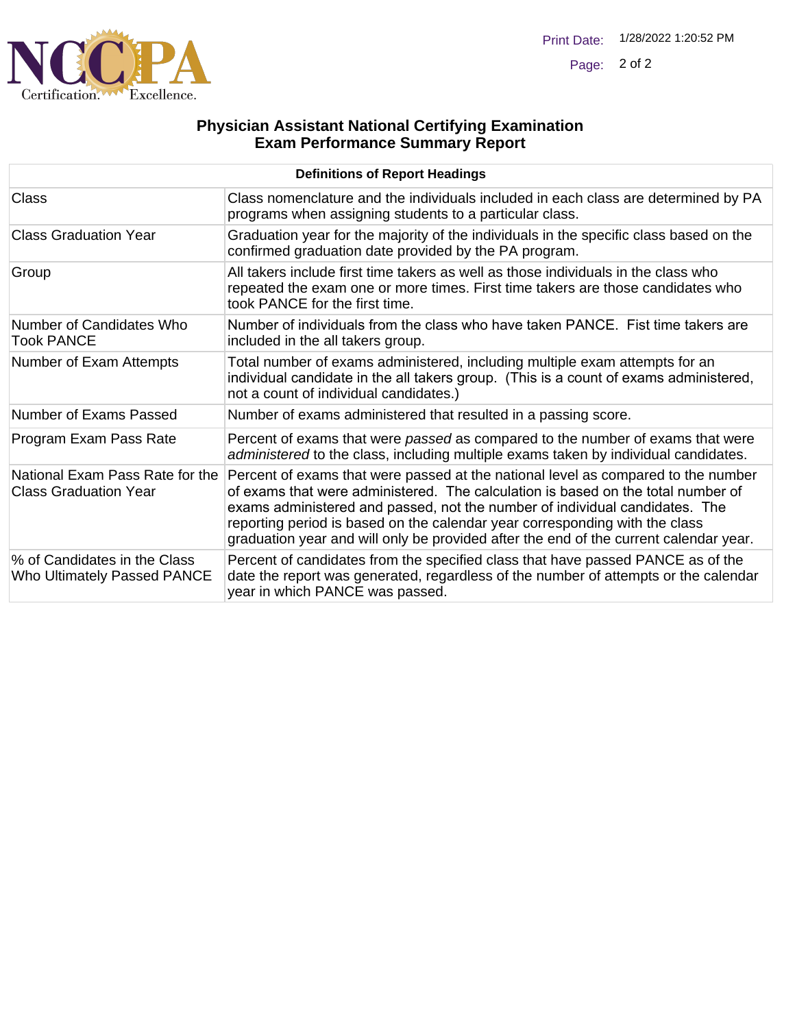# Physician Assistant National Certifying Examination
## Exam Performance Summary Report

| Definitions of Report Headings | |
|---|---|
| Class | Class nomenclature and the individuals included in each class are determined by PA programs when assigning students to a particular class. |
| Class Graduation Year | Graduation year for the majority of the individuals in the specific class based on the confirmed graduation date provided by the PA program. |
| Group | All takers include first time takers as well as those individuals in the class who repeated the exam one or more times. First time takers are those candidates who took PANCE for the first time. |
| Number of Candidates Who Took PANCE | Number of individuals from the class who have taken PANCE. Fist time takers are included in the all takers group. |
| Number of Exam Attempts | Total number of exams administered, including multiple exam attempts for an individual candidate in the all takers group. (This is a count of exams administered, not a count of individual candidates.) |
| Number of Exams Passed | Number of exams administered that resulted in a passing score. |
| Program Exam Pass Rate | Percent of exams that were *passed* as compared to the number of exams that were *administered* to the class, including multiple exams taken by individual candidates. |
| National Exam Pass Rate for the Class Graduation Year | Percent of exams that were passed at the national level as compared to the number of exams that were administered. The calculation is based on the total number of exams administered and passed, not the number of individual candidates. The reporting period is based on the calendar year corresponding with the class graduation year and will only be provided after the end of the current calendar year. |
| % of Candidates in the Class Who Ultimately Passed PANCE | Percent of candidates from the specified class that have passed PANCE as of the date the report was generated, regardless of the number of attempts or the calendar year in which PANCE was passed. |